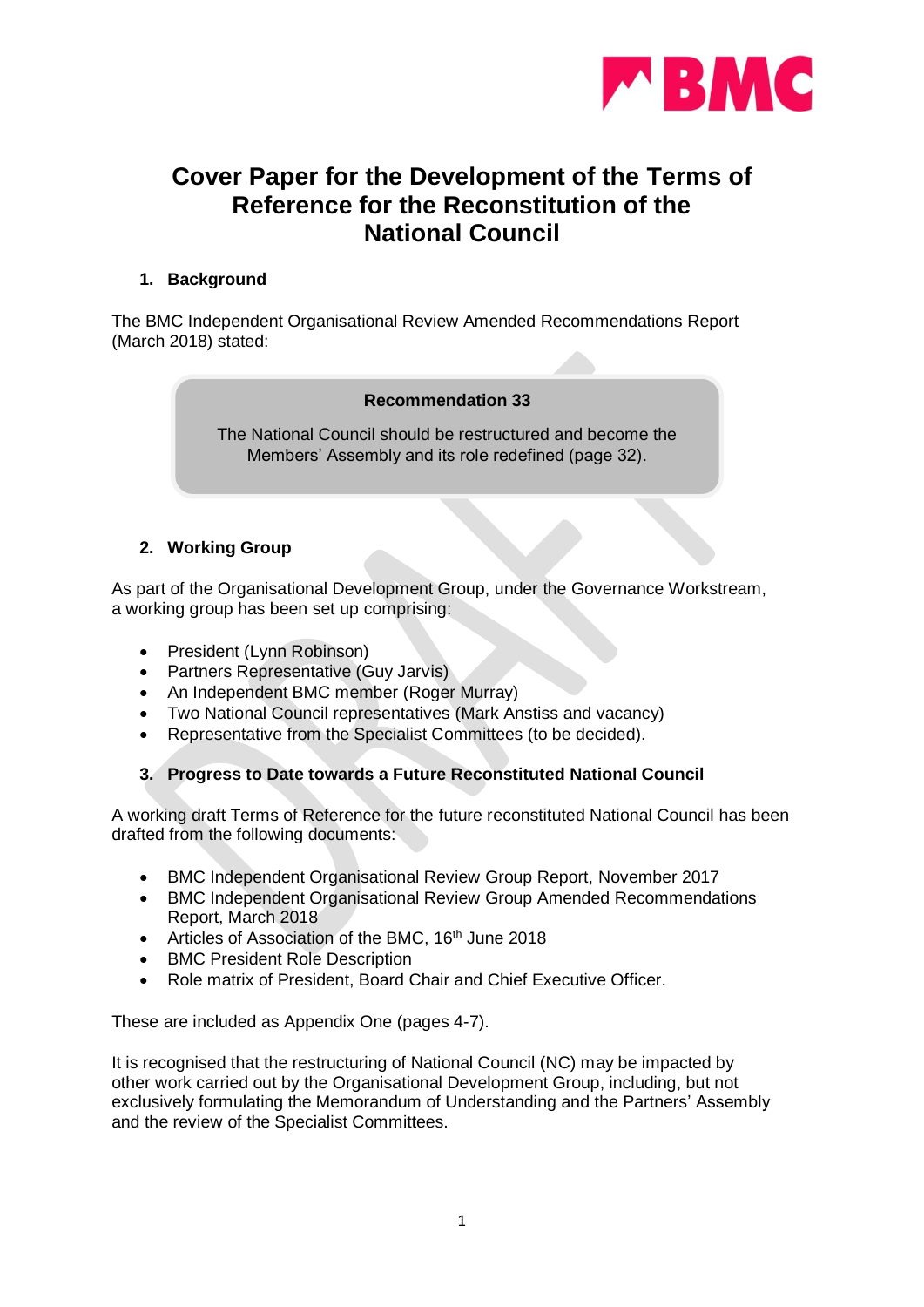# Cover Paper for the Development of the Terms of Reference for the Reconstitution of the National Council

## 1. Background

The BMC Independent Organisational Review Amended Recommendations Report (March 2018) stated:

> **Recommendation 33**
>
> The National Council should be restructured and become the Members' Assembly and its role redefined (page 32).

## 2. Working Group

As part of the Organisational Development Group, under the Governance Workstream, a working group has been set up comprising:

- President (Lynn Robinson)
- Partners Representative (Guy Jarvis)
- An Independent BMC member (Roger Murray)
- Two National Council representatives (Mark Anstiss and vacancy)
- Representative from the Specialist Committees (to be decided).

## 3. Progress to Date towards a Future Reconstituted National Council

A working draft Terms of Reference for the future reconstituted National Council has been drafted from the following documents:

- BMC Independent Organisational Review Group Report, November 2017
- BMC Independent Organisational Review Group Amended Recommendations Report, March 2018
- Articles of Association of the BMC, 16th June 2018
- BMC President Role Description
- Role matrix of President, Board Chair and Chief Executive Officer.

These are included as Appendix One (pages 4-7).

It is recognised that the restructuring of National Council (NC) may be impacted by other work carried out by the Organisational Development Group, including, but not exclusively formulating the Memorandum of Understanding and the Partners' Assembly and the review of the Specialist Committees.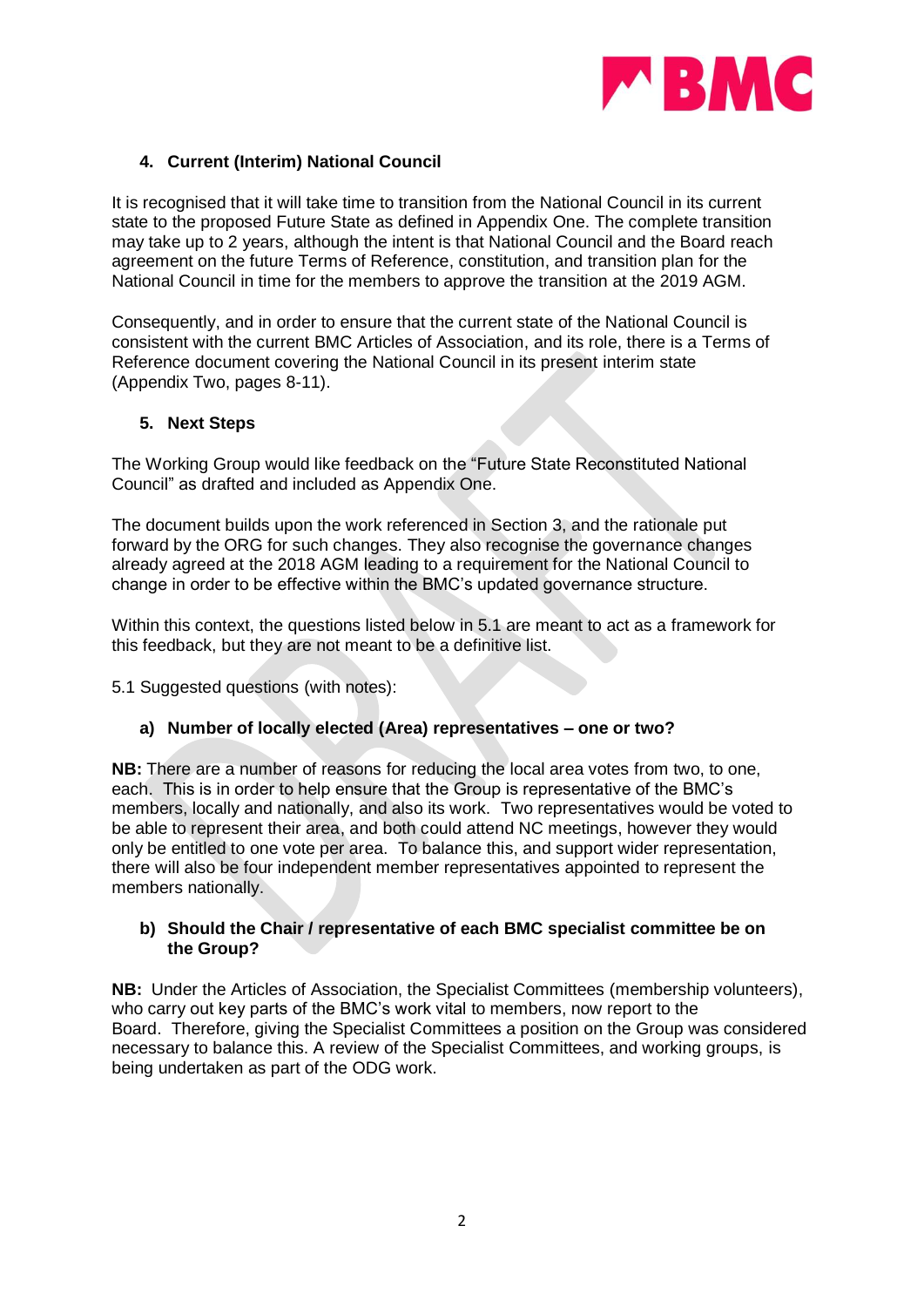## 4. Current (Interim) National Council

It is recognised that it will take time to transition from the National Council in its current state to the proposed Future State as defined in Appendix One. The complete transition may take up to 2 years, although the intent is that National Council and the Board reach agreement on the future Terms of Reference, constitution, and transition plan for the National Council in time for the members to approve the transition at the 2019 AGM.

Consequently, and in order to ensure that the current state of the National Council is consistent with the current BMC Articles of Association, and its role, there is a Terms of Reference document covering the National Council in its present interim state (Appendix Two, pages 8-11).

## 5. Next Steps

The Working Group would like feedback on the "Future State Reconstituted National Council" as drafted and included as Appendix One.

The document builds upon the work referenced in Section 3, and the rationale put forward by the ORG for such changes. They also recognise the governance changes already agreed at the 2018 AGM leading to a requirement for the National Council to change in order to be effective within the BMC's updated governance structure.

Within this context, the questions listed below in 5.1 are meant to act as a framework for this feedback, but they are not meant to be a definitive list.

5.1 Suggested questions (with notes):

### a) Number of locally elected (Area) representatives – one or two?

**NB:** There are a number of reasons for reducing the local area votes from two, to one, each. This is in order to help ensure that the Group is representative of the BMC's members, locally and nationally, and also its work. Two representatives would be voted to be able to represent their area, and both could attend NC meetings, however they would only be entitled to one vote per area. To balance this, and support wider representation, there will also be four independent member representatives appointed to represent the members nationally.

### b) Should the Chair / representative of each BMC specialist committee be on the Group?

**NB:** Under the Articles of Association, the Specialist Committees (membership volunteers), who carry out key parts of the BMC's work vital to members, now report to the Board. Therefore, giving the Specialist Committees a position on the Group was considered necessary to balance this. A review of the Specialist Committees, and working groups, is being undertaken as part of the ODG work.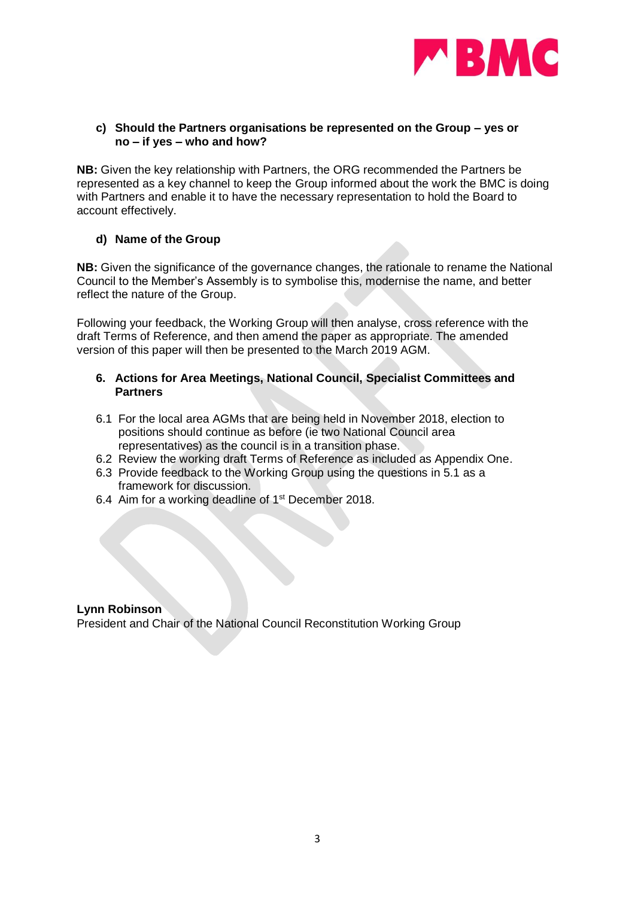c) **Should the Partners organisations be represented on the Group – yes or no – if yes – who and how?**

**NB:** Given the key relationship with Partners, the ORG recommended the Partners be represented as a key channel to keep the Group informed about the work the BMC is doing with Partners and enable it to have the necessary representation to hold the Board to account effectively.

d) **Name of the Group**

**NB:** Given the significance of the governance changes, the rationale to rename the National Council to the Member's Assembly is to symbolise this, modernise the name, and better reflect the nature of the Group.

Following your feedback, the Working Group will then analyse, cross reference with the draft Terms of Reference, and then amend the paper as appropriate. The amended version of this paper will then be presented to the March 2019 AGM.

## 6. Actions for Area Meetings, National Council, Specialist Committees and Partners

6.1 For the local area AGMs that are being held in November 2018, election to positions should continue as before (ie two National Council area representatives) as the council is in a transition phase.

6.2 Review the working draft Terms of Reference as included as Appendix One.

6.3 Provide feedback to the Working Group using the questions in 5.1 as a framework for discussion.

6.4 Aim for a working deadline of 1st December 2018.

**Lynn Robinson**
President and Chair of the National Council Reconstitution Working Group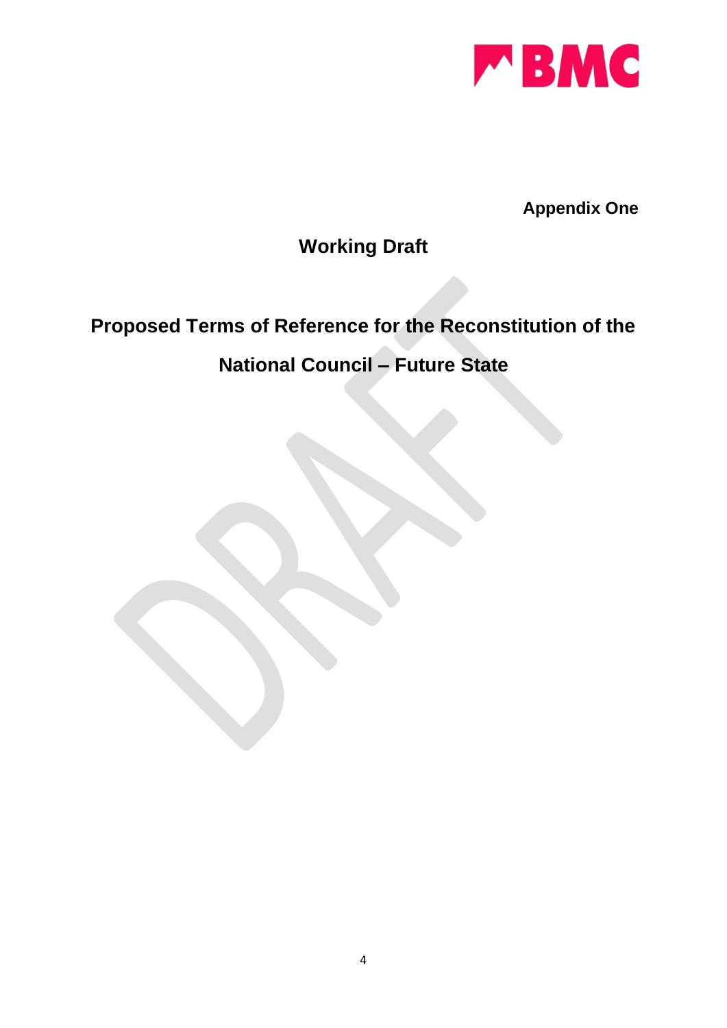**Appendix One**

## Working Draft

# Proposed Terms of Reference for the Reconstitution of the National Council – Future State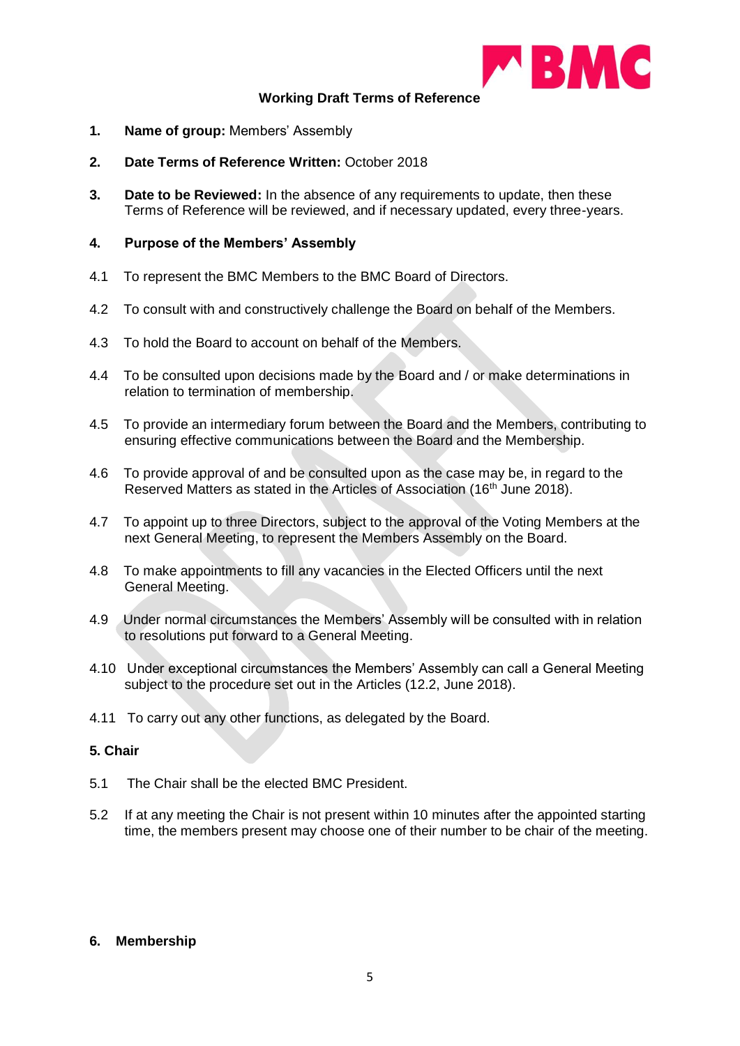**Working Draft Terms of Reference**

1. **Name of group:** Members' Assembly

2. **Date Terms of Reference Written:** October 2018

3. **Date to be Reviewed:** In the absence of any requirements to update, then these Terms of Reference will be reviewed, and if necessary updated, every three-years.

4. **Purpose of the Members' Assembly**

4.1 To represent the BMC Members to the BMC Board of Directors.

4.2 To consult with and constructively challenge the Board on behalf of the Members.

4.3 To hold the Board to account on behalf of the Members.

4.4 To be consulted upon decisions made by the Board and / or make determinations in relation to termination of membership.

4.5 To provide an intermediary forum between the Board and the Members, contributing to ensuring effective communications between the Board and the Membership.

4.6 To provide approval of and be consulted upon as the case may be, in regard to the Reserved Matters as stated in the Articles of Association (16th June 2018).

4.7 To appoint up to three Directors, subject to the approval of the Voting Members at the next General Meeting, to represent the Members Assembly on the Board.

4.8 To make appointments to fill any vacancies in the Elected Officers until the next General Meeting.

4.9 Under normal circumstances the Members' Assembly will be consulted with in relation to resolutions put forward to a General Meeting.

4.10 Under exceptional circumstances the Members' Assembly can call a General Meeting subject to the procedure set out in the Articles (12.2, June 2018).

4.11 To carry out any other functions, as delegated by the Board.

**5. Chair**

5.1 The Chair shall be the elected BMC President.

5.2 If at any meeting the Chair is not present within 10 minutes after the appointed starting time, the members present may choose one of their number to be chair of the meeting.

6. **Membership**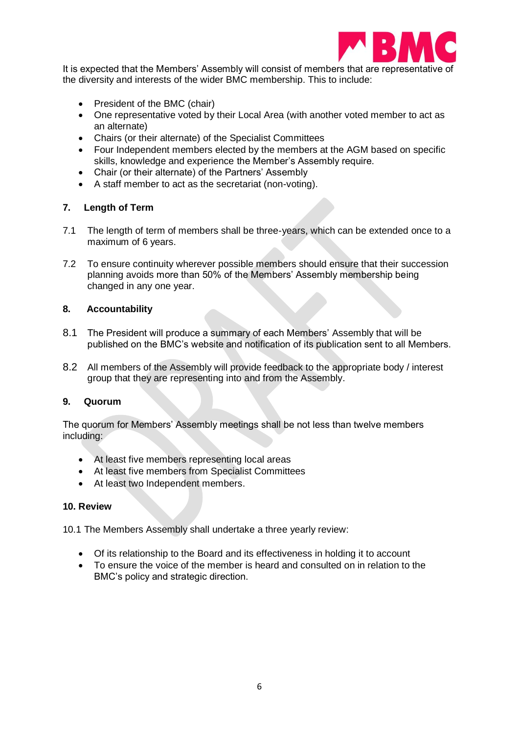It is expected that the Members' Assembly will consist of members that are representative of the diversity and interests of the wider BMC membership. This to include:

- President of the BMC (chair)
- One representative voted by their Local Area (with another voted member to act as an alternate)
- Chairs (or their alternate) of the Specialist Committees
- Four Independent members elected by the members at the AGM based on specific skills, knowledge and experience the Member's Assembly require.
- Chair (or their alternate) of the Partners' Assembly
- A staff member to act as the secretariat (non-voting).

## 7. Length of Term

7.1 The length of term of members shall be three-years, which can be extended once to a maximum of 6 years.

7.2 To ensure continuity wherever possible members should ensure that their succession planning avoids more than 50% of the Members' Assembly membership being changed in any one year.

## 8. Accountability

8.1 The President will produce a summary of each Members' Assembly that will be published on the BMC's website and notification of its publication sent to all Members.

8.2 All members of the Assembly will provide feedback to the appropriate body / interest group that they are representing into and from the Assembly.

## 9. Quorum

The quorum for Members' Assembly meetings shall be not less than twelve members including:

- At least five members representing local areas
- At least five members from Specialist Committees
- At least two Independent members.

## 10. Review

10.1 The Members Assembly shall undertake a three yearly review:

- Of its relationship to the Board and its effectiveness in holding it to account
- To ensure the voice of the member is heard and consulted on in relation to the BMC's policy and strategic direction.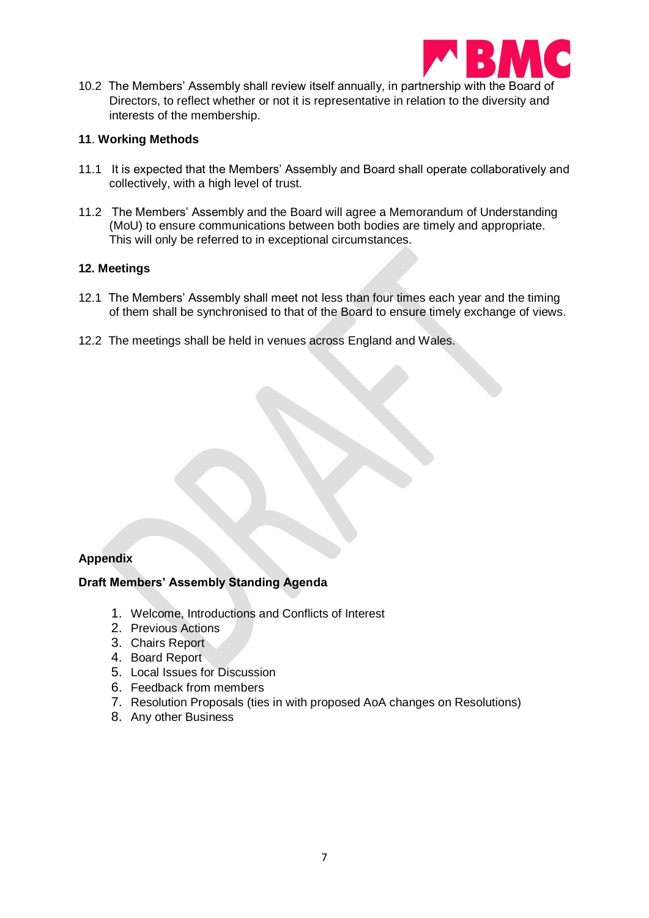10.2 The Members' Assembly shall review itself annually, in partnership with the Board of Directors, to reflect whether or not it is representative in relation to the diversity and interests of the membership.

**11. Working Methods**

11.1 It is expected that the Members' Assembly and Board shall operate collaboratively and collectively, with a high level of trust.

11.2 The Members' Assembly and the Board will agree a Memorandum of Understanding (MoU) to ensure communications between both bodies are timely and appropriate. This will only be referred to in exceptional circumstances.

**12. Meetings**

12.1 The Members' Assembly shall meet not less than four times each year and the timing of them shall be synchronised to that of the Board to ensure timely exchange of views.

12.2 The meetings shall be held in venues across England and Wales.

**Appendix**

**Draft Members' Assembly Standing Agenda**

1. Welcome, Introductions and Conflicts of Interest
2. Previous Actions
3. Chairs Report
4. Board Report
5. Local Issues for Discussion
6. Feedback from members
7. Resolution Proposals (ties in with proposed AoA changes on Resolutions)
8. Any other Business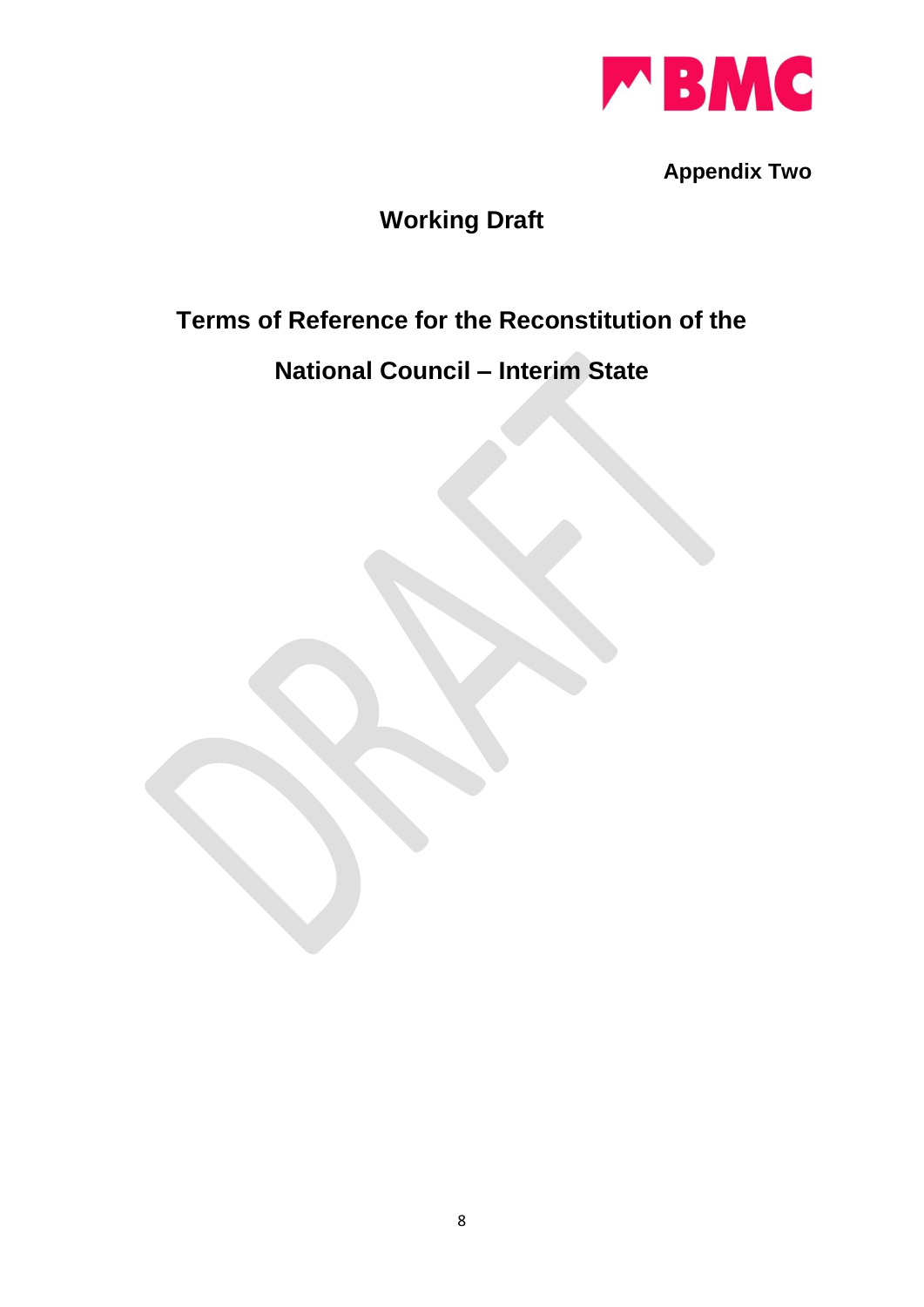**Appendix Two**

## Working Draft

# Terms of Reference for the Reconstitution of the National Council – Interim State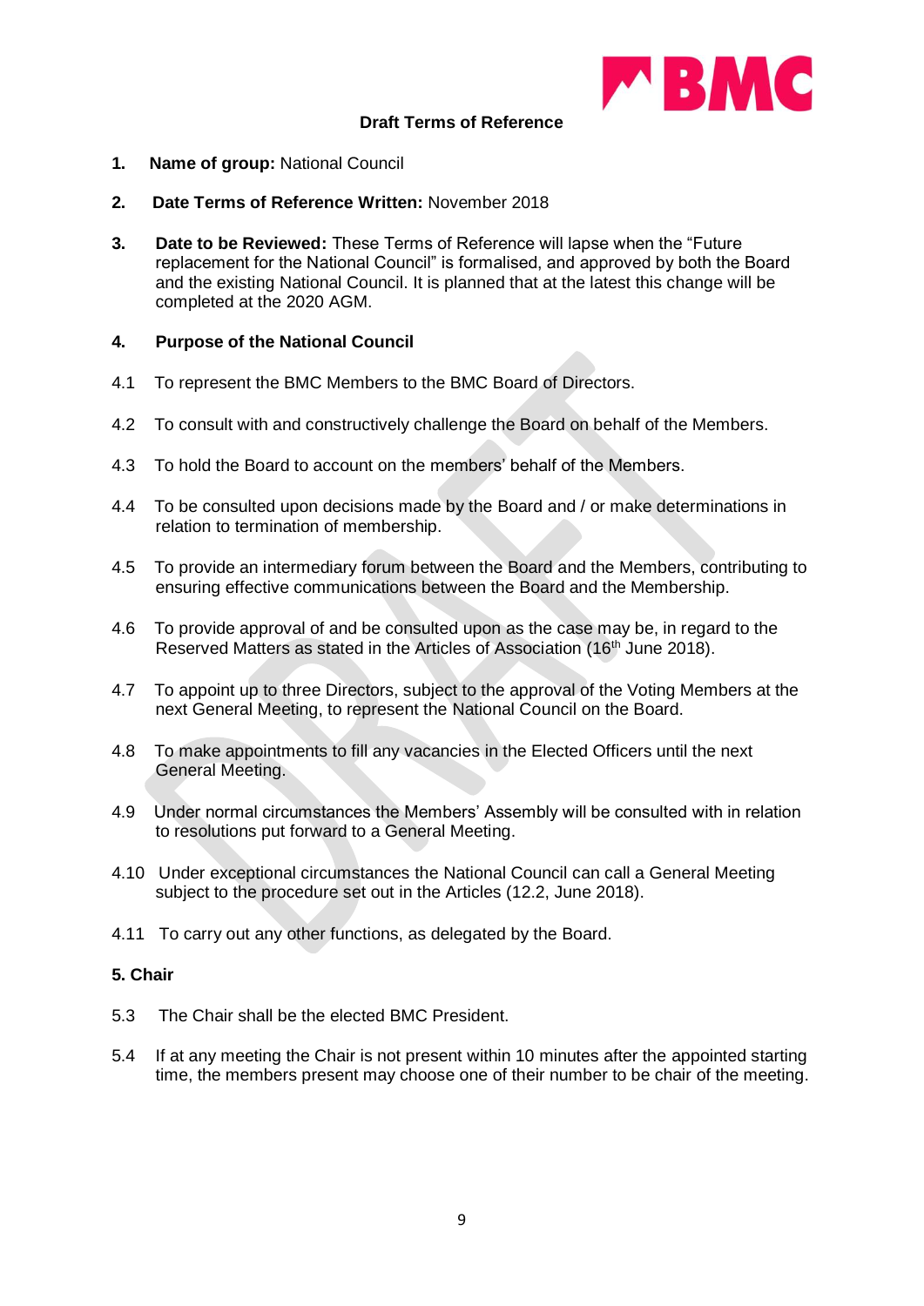**Draft Terms of Reference**

1. **Name of group:** National Council

2. **Date Terms of Reference Written:** November 2018

3. **Date to be Reviewed:** These Terms of Reference will lapse when the "Future replacement for the National Council" is formalised, and approved by both the Board and the existing National Council. It is planned that at the latest this change will be completed at the 2020 AGM.

4. **Purpose of the National Council**

4.1 To represent the BMC Members to the BMC Board of Directors.

4.2 To consult with and constructively challenge the Board on behalf of the Members.

4.3 To hold the Board to account on the members' behalf of the Members.

4.4 To be consulted upon decisions made by the Board and / or make determinations in relation to termination of membership.

4.5 To provide an intermediary forum between the Board and the Members, contributing to ensuring effective communications between the Board and the Membership.

4.6 To provide approval of and be consulted upon as the case may be, in regard to the Reserved Matters as stated in the Articles of Association (16th June 2018).

4.7 To appoint up to three Directors, subject to the approval of the Voting Members at the next General Meeting, to represent the National Council on the Board.

4.8 To make appointments to fill any vacancies in the Elected Officers until the next General Meeting.

4.9 Under normal circumstances the Members' Assembly will be consulted with in relation to resolutions put forward to a General Meeting.

4.10 Under exceptional circumstances the National Council can call a General Meeting subject to the procedure set out in the Articles (12.2, June 2018).

4.11 To carry out any other functions, as delegated by the Board.

**5. Chair**

5.3 The Chair shall be the elected BMC President.

5.4 If at any meeting the Chair is not present within 10 minutes after the appointed starting time, the members present may choose one of their number to be chair of the meeting.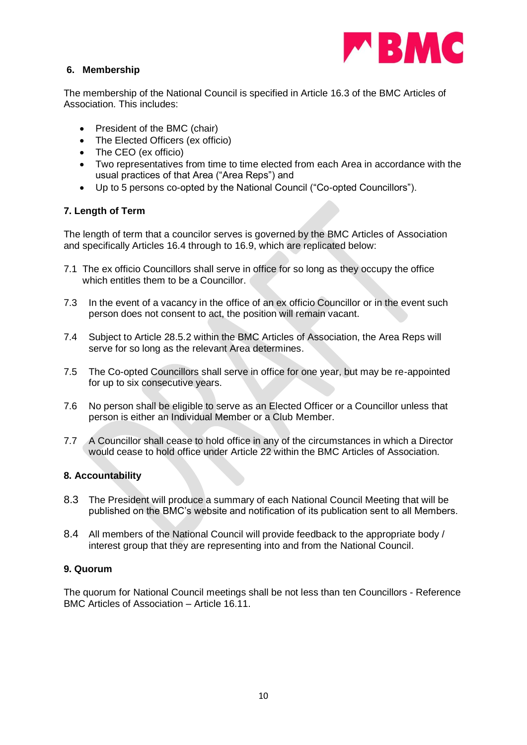## 6. Membership

The membership of the National Council is specified in Article 16.3 of the BMC Articles of Association. This includes:

- President of the BMC (chair)
- The Elected Officers (ex officio)
- The CEO (ex officio)
- Two representatives from time to time elected from each Area in accordance with the usual practices of that Area ("Area Reps") and
- Up to 5 persons co-opted by the National Council ("Co-opted Councillors").

## 7. Length of Term

The length of term that a councilor serves is governed by the BMC Articles of Association and specifically Articles 16.4 through to 16.9, which are replicated below:

7.1 The ex officio Councillors shall serve in office for so long as they occupy the office which entitles them to be a Councillor.

7.3 In the event of a vacancy in the office of an ex officio Councillor or in the event such person does not consent to act, the position will remain vacant.

7.4 Subject to Article 28.5.2 within the BMC Articles of Association, the Area Reps will serve for so long as the relevant Area determines.

7.5 The Co-opted Councillors shall serve in office for one year, but may be re-appointed for up to six consecutive years.

7.6 No person shall be eligible to serve as an Elected Officer or a Councillor unless that person is either an Individual Member or a Club Member.

7.7 A Councillor shall cease to hold office in any of the circumstances in which a Director would cease to hold office under Article 22 within the BMC Articles of Association.

## 8. Accountability

8.3 The President will produce a summary of each National Council Meeting that will be published on the BMC's website and notification of its publication sent to all Members.

8.4 All members of the National Council will provide feedback to the appropriate body / interest group that they are representing into and from the National Council.

## 9. Quorum

The quorum for National Council meetings shall be not less than ten Councillors - Reference BMC Articles of Association – Article 16.11.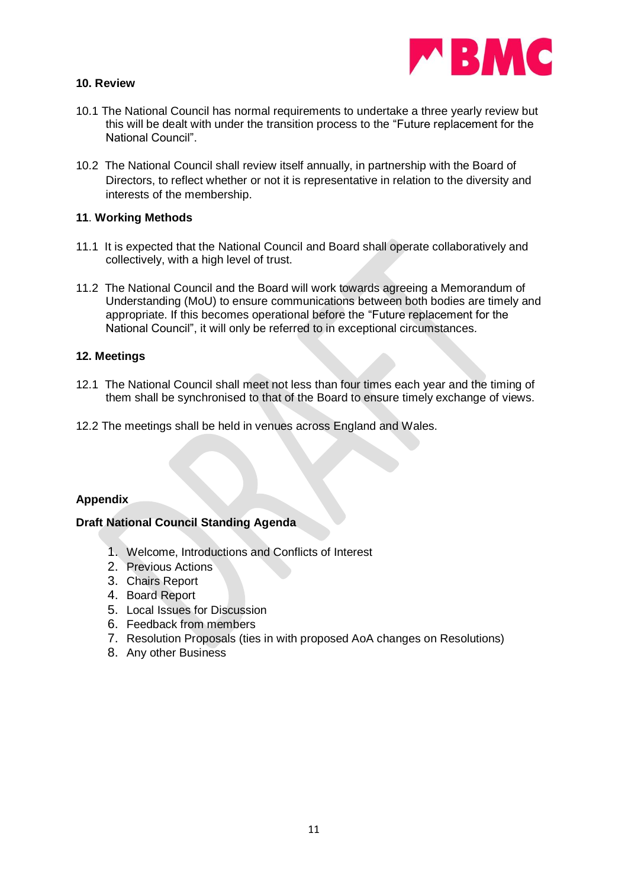**10. Review**

10.1 The National Council has normal requirements to undertake a three yearly review but this will be dealt with under the transition process to the "Future replacement for the National Council".

10.2 The National Council shall review itself annually, in partnership with the Board of Directors, to reflect whether or not it is representative in relation to the diversity and interests of the membership.

**11. Working Methods**

11.1 It is expected that the National Council and Board shall operate collaboratively and collectively, with a high level of trust.

11.2 The National Council and the Board will work towards agreeing a Memorandum of Understanding (MoU) to ensure communications between both bodies are timely and appropriate. If this becomes operational before the "Future replacement for the National Council", it will only be referred to in exceptional circumstances.

**12. Meetings**

12.1 The National Council shall meet not less than four times each year and the timing of them shall be synchronised to that of the Board to ensure timely exchange of views.

12.2 The meetings shall be held in venues across England and Wales.

**Appendix**

**Draft National Council Standing Agenda**

1. Welcome, Introductions and Conflicts of Interest
2. Previous Actions
3. Chairs Report
4. Board Report
5. Local Issues for Discussion
6. Feedback from members
7. Resolution Proposals (ties in with proposed AoA changes on Resolutions)
8. Any other Business